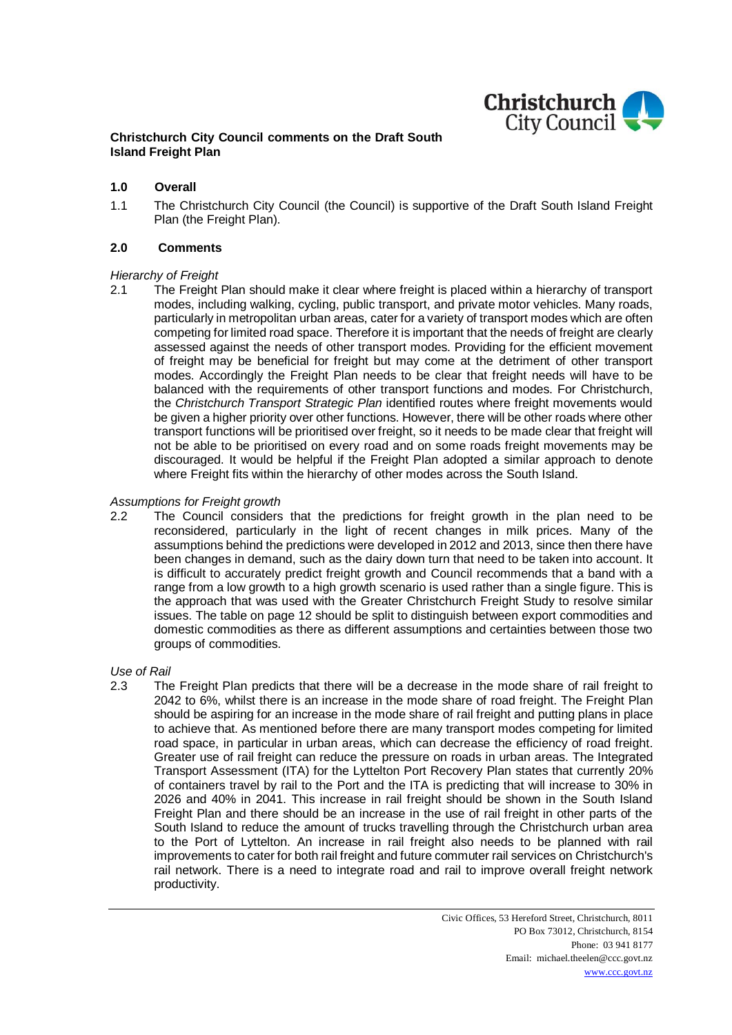**Christchurch City Council comments on the Draft South Island Freight Plan**

## 1.0 Overall

1.1 The Christchurch City Council (the Council) is supportive of the Draft South Island Freight Plan (the Freight Plan).

## 2.0 Comments

*Hierarchy of Freight*

2.1 The Freight Plan should make it clear where freight is placed within a hierarchy of transport modes, including walking, cycling, public transport, and private motor vehicles. Many roads, particularly in metropolitan urban areas, cater for a variety of transport modes which are often competing for limited road space. Therefore it is important that the needs of freight are clearly assessed against the needs of other transport modes. Providing for the efficient movement of freight may be beneficial for freight but may come at the detriment of other transport modes. Accordingly the Freight Plan needs to be clear that freight needs will have to be balanced with the requirements of other transport functions and modes. For Christchurch, the *Christchurch Transport Strategic Plan* identified routes where freight movements would be given a higher priority over other functions. However, there will be other roads where other transport functions will be prioritised over freight, so it needs to be made clear that freight will not be able to be prioritised on every road and on some roads freight movements may be discouraged. It would be helpful if the Freight Plan adopted a similar approach to denote where Freight fits within the hierarchy of other modes across the South Island.

*Assumptions for Freight growth*

2.2 The Council considers that the predictions for freight growth in the plan need to be reconsidered, particularly in the light of recent changes in milk prices. Many of the assumptions behind the predictions were developed in 2012 and 2013, since then there have been changes in demand, such as the dairy down turn that need to be taken into account. It is difficult to accurately predict freight growth and Council recommends that a band with a range from a low growth to a high growth scenario is used rather than a single figure. This is the approach that was used with the Greater Christchurch Freight Study to resolve similar issues. The table on page 12 should be split to distinguish between export commodities and domestic commodities as there as different assumptions and certainties between those two groups of commodities.

*Use of Rail*

2.3 The Freight Plan predicts that there will be a decrease in the mode share of rail freight to 2042 to 6%, whilst there is an increase in the mode share of road freight. The Freight Plan should be aspiring for an increase in the mode share of rail freight and putting plans in place to achieve that. As mentioned before there are many transport modes competing for limited road space, in particular in urban areas, which can decrease the efficiency of road freight. Greater use of rail freight can reduce the pressure on roads in urban areas. The Integrated Transport Assessment (ITA) for the Lyttelton Port Recovery Plan states that currently 20% of containers travel by rail to the Port and the ITA is predicting that will increase to 30% in 2026 and 40% in 2041. This increase in rail freight should be shown in the South Island Freight Plan and there should be an increase in the use of rail freight in other parts of the South Island to reduce the amount of trucks travelling through the Christchurch urban area to the Port of Lyttelton. An increase in rail freight also needs to be planned with rail improvements to cater for both rail freight and future commuter rail services on Christchurch's rail network. There is a need to integrate road and rail to improve overall freight network productivity.

Civic Offices, 53 Hereford Street, Christchurch, 8011
PO Box 73012, Christchurch, 8154
Phone: 03 941 8177
Email: michael.theelen@ccc.govt.nz
www.ccc.govt.nz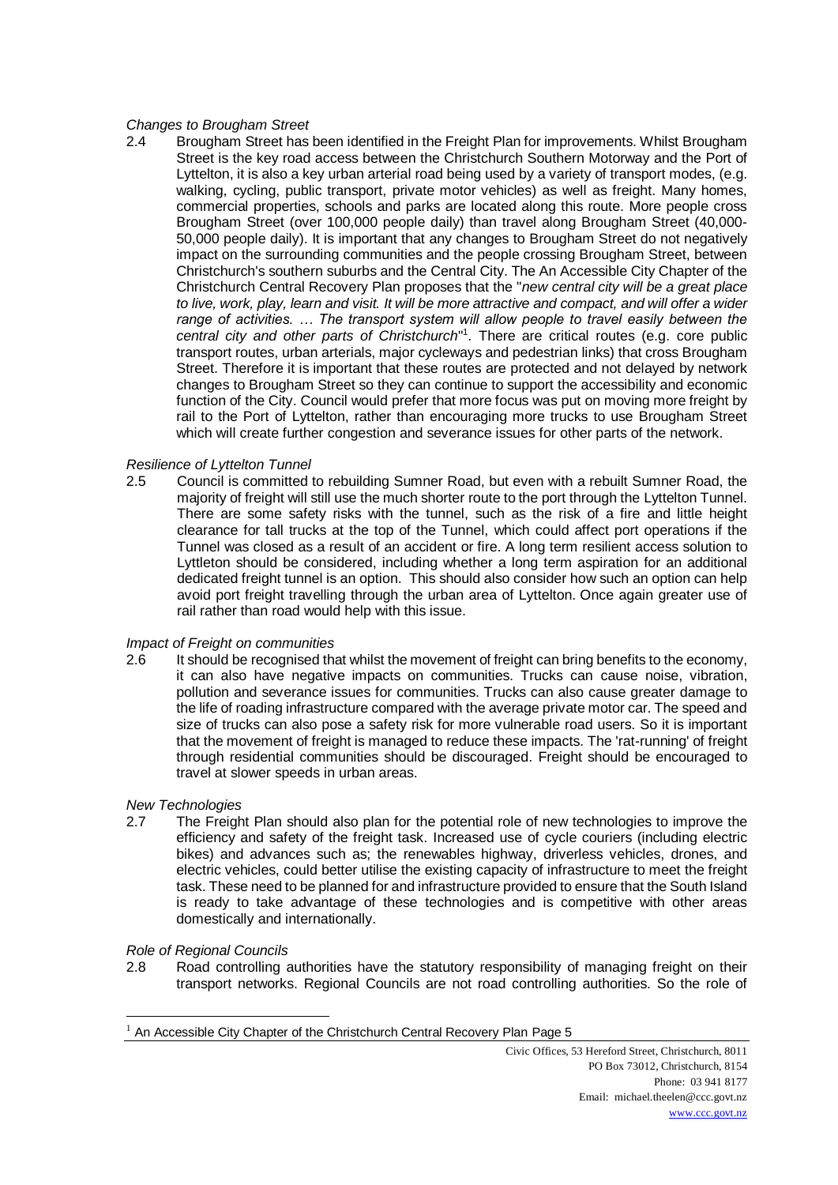*Changes to Brougham Street*

2.4 Brougham Street has been identified in the Freight Plan for improvements. Whilst Brougham Street is the key road access between the Christchurch Southern Motorway and the Port of Lyttelton, it is also a key urban arterial road being used by a variety of transport modes, (e.g. walking, cycling, public transport, private motor vehicles) as well as freight. Many homes, commercial properties, schools and parks are located along this route. More people cross Brougham Street (over 100,000 people daily) than travel along Brougham Street (40,000-50,000 people daily). It is important that any changes to Brougham Street do not negatively impact on the surrounding communities and the people crossing Brougham Street, between Christchurch's southern suburbs and the Central City. The An Accessible City Chapter of the Christchurch Central Recovery Plan proposes that the "*new central city will be a great place to live, work, play, learn and visit. It will be more attractive and compact, and will offer a wider range of activities. … The transport system will allow people to travel easily between the central city and other parts of Christchurch*"[1]. There are critical routes (e.g. core public transport routes, urban arterials, major cycleways and pedestrian links) that cross Brougham Street. Therefore it is important that these routes are protected and not delayed by network changes to Brougham Street so they can continue to support the accessibility and economic function of the City. Council would prefer that more focus was put on moving more freight by rail to the Port of Lyttelton, rather than encouraging more trucks to use Brougham Street which will create further congestion and severance issues for other parts of the network.

*Resilience of Lyttelton Tunnel*

2.5 Council is committed to rebuilding Sumner Road, but even with a rebuilt Sumner Road, the majority of freight will still use the much shorter route to the port through the Lyttelton Tunnel. There are some safety risks with the tunnel, such as the risk of a fire and little height clearance for tall trucks at the top of the Tunnel, which could affect port operations if the Tunnel was closed as a result of an accident or fire. A long term resilient access solution to Lyttleton should be considered, including whether a long term aspiration for an additional dedicated freight tunnel is an option. This should also consider how such an option can help avoid port freight travelling through the urban area of Lyttelton. Once again greater use of rail rather than road would help with this issue.

*Impact of Freight on communities*

2.6 It should be recognised that whilst the movement of freight can bring benefits to the economy, it can also have negative impacts on communities. Trucks can cause noise, vibration, pollution and severance issues for communities. Trucks can also cause greater damage to the life of roading infrastructure compared with the average private motor car. The speed and size of trucks can also pose a safety risk for more vulnerable road users. So it is important that the movement of freight is managed to reduce these impacts. The 'rat-running' of freight through residential communities should be discouraged. Freight should be encouraged to travel at slower speeds in urban areas.

*New Technologies*

2.7 The Freight Plan should also plan for the potential role of new technologies to improve the efficiency and safety of the freight task. Increased use of cycle couriers (including electric bikes) and advances such as; the renewables highway, driverless vehicles, drones, and electric vehicles, could better utilise the existing capacity of infrastructure to meet the freight task. These need to be planned for and infrastructure provided to ensure that the South Island is ready to take advantage of these technologies and is competitive with other areas domestically and internationally.

*Role of Regional Councils*

2.8 Road controlling authorities have the statutory responsibility of managing freight on their transport networks. Regional Councils are not road controlling authorities. So the role of

[1] An Accessible City Chapter of the Christchurch Central Recovery Plan Page 5

Civic Offices, 53 Hereford Street, Christchurch, 8011
PO Box 73012, Christchurch, 8154
Phone: 03 941 8177
Email: michael.theelen@ccc.govt.nz
www.ccc.govt.nz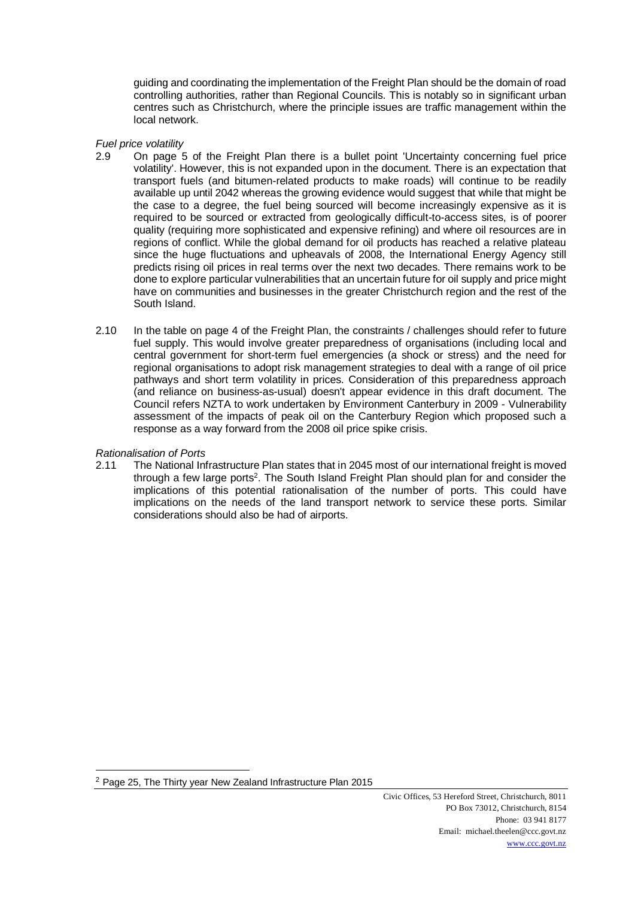guiding and coordinating the implementation of the Freight Plan should be the domain of road controlling authorities, rather than Regional Councils. This is notably so in significant urban centres such as Christchurch, where the principle issues are traffic management within the local network.

*Fuel price volatility*

2.9 On page 5 of the Freight Plan there is a bullet point 'Uncertainty concerning fuel price volatility'. However, this is not expanded upon in the document. There is an expectation that transport fuels (and bitumen-related products to make roads) will continue to be readily available up until 2042 whereas the growing evidence would suggest that while that might be the case to a degree, the fuel being sourced will become increasingly expensive as it is required to be sourced or extracted from geologically difficult-to-access sites, is of poorer quality (requiring more sophisticated and expensive refining) and where oil resources are in regions of conflict. While the global demand for oil products has reached a relative plateau since the huge fluctuations and upheavals of 2008, the International Energy Agency still predicts rising oil prices in real terms over the next two decades. There remains work to be done to explore particular vulnerabilities that an uncertain future for oil supply and price might have on communities and businesses in the greater Christchurch region and the rest of the South Island.

2.10 In the table on page 4 of the Freight Plan, the constraints / challenges should refer to future fuel supply. This would involve greater preparedness of organisations (including local and central government for short-term fuel emergencies (a shock or stress) and the need for regional organisations to adopt risk management strategies to deal with a range of oil price pathways and short term volatility in prices. Consideration of this preparedness approach (and reliance on business-as-usual) doesn't appear evidence in this draft document. The Council refers NZTA to work undertaken by Environment Canterbury in 2009 - Vulnerability assessment of the impacts of peak oil on the Canterbury Region which proposed such a response as a way forward from the 2008 oil price spike crisis.

*Rationalisation of Ports*

2.11 The National Infrastructure Plan states that in 2045 most of our international freight is moved through a few large ports[2]. The South Island Freight Plan should plan for and consider the implications of this potential rationalisation of the number of ports. This could have implications on the needs of the land transport network to service these ports. Similar considerations should also be had of airports.

[2] Page 25, The Thirty year New Zealand Infrastructure Plan 2015

Civic Offices, 53 Hereford Street, Christchurch, 8011
PO Box 73012, Christchurch, 8154
Phone: 03 941 8177
Email: michael.theelen@ccc.govt.nz
www.ccc.govt.nz